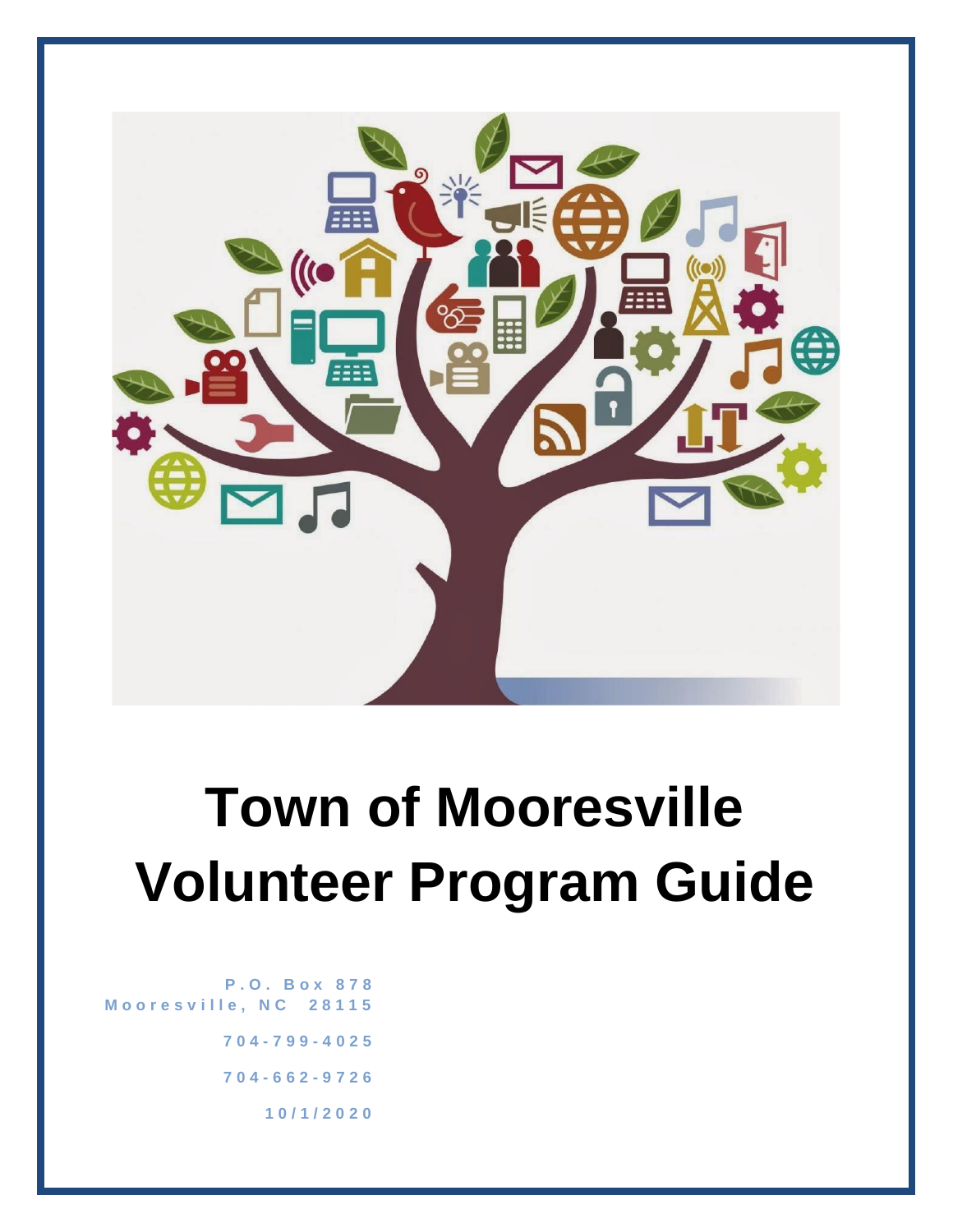# Town of Mooresville Volunteer Program Guide

P.O. Box 878
Mooresville, NC 28115

704-799-4025

704-662-9726

10/1/2020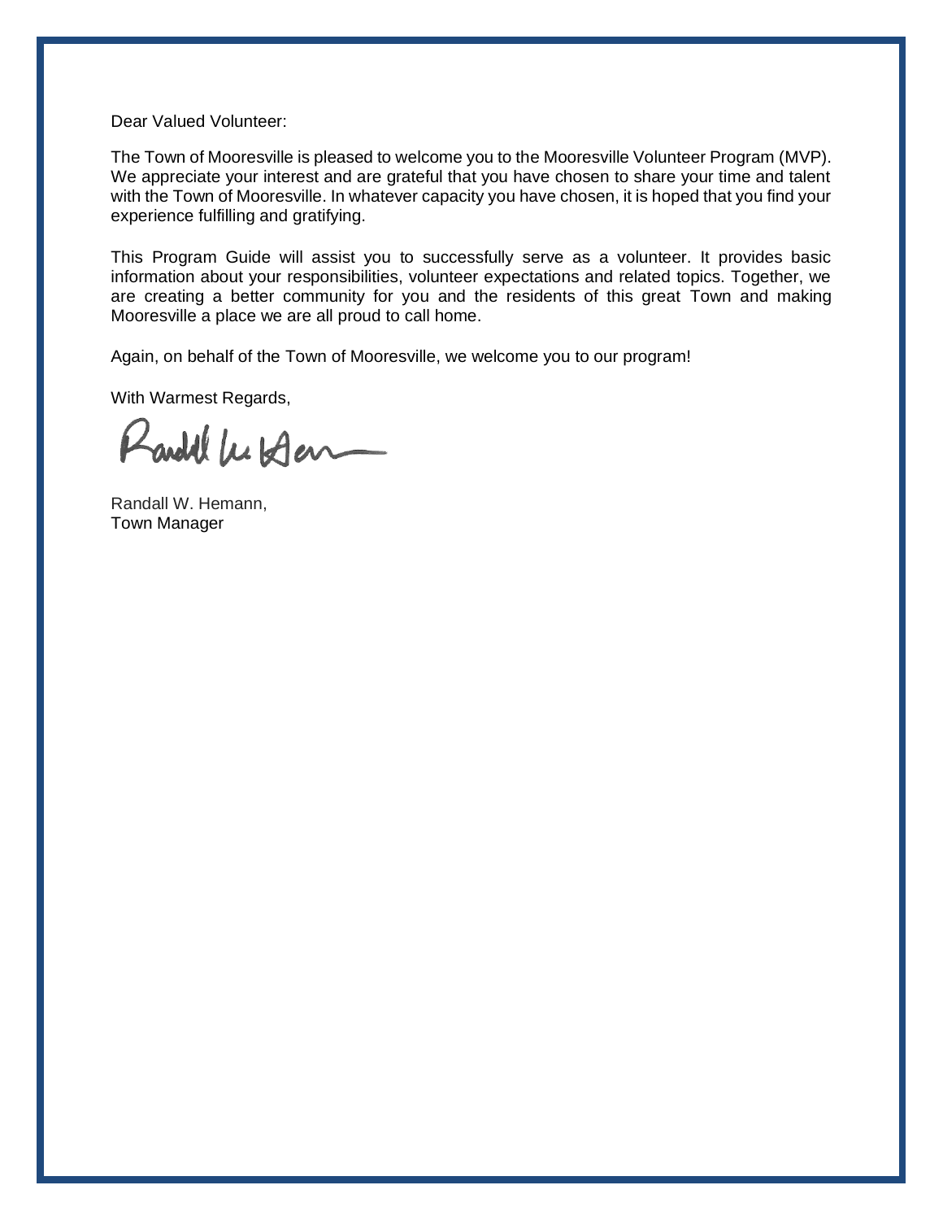Dear Valued Volunteer:

The Town of Mooresville is pleased to welcome you to the Mooresville Volunteer Program (MVP). We appreciate your interest and are grateful that you have chosen to share your time and talent with the Town of Mooresville. In whatever capacity you have chosen, it is hoped that you find your experience fulfilling and gratifying.

This Program Guide will assist you to successfully serve as a volunteer. It provides basic information about your responsibilities, volunteer expectations and related topics. Together, we are creating a better community for you and the residents of this great Town and making Mooresville a place we are all proud to call home.

Again, on behalf of the Town of Mooresville, we welcome you to our program!

With Warmest Regards,

Randall W. Hemann,
Town Manager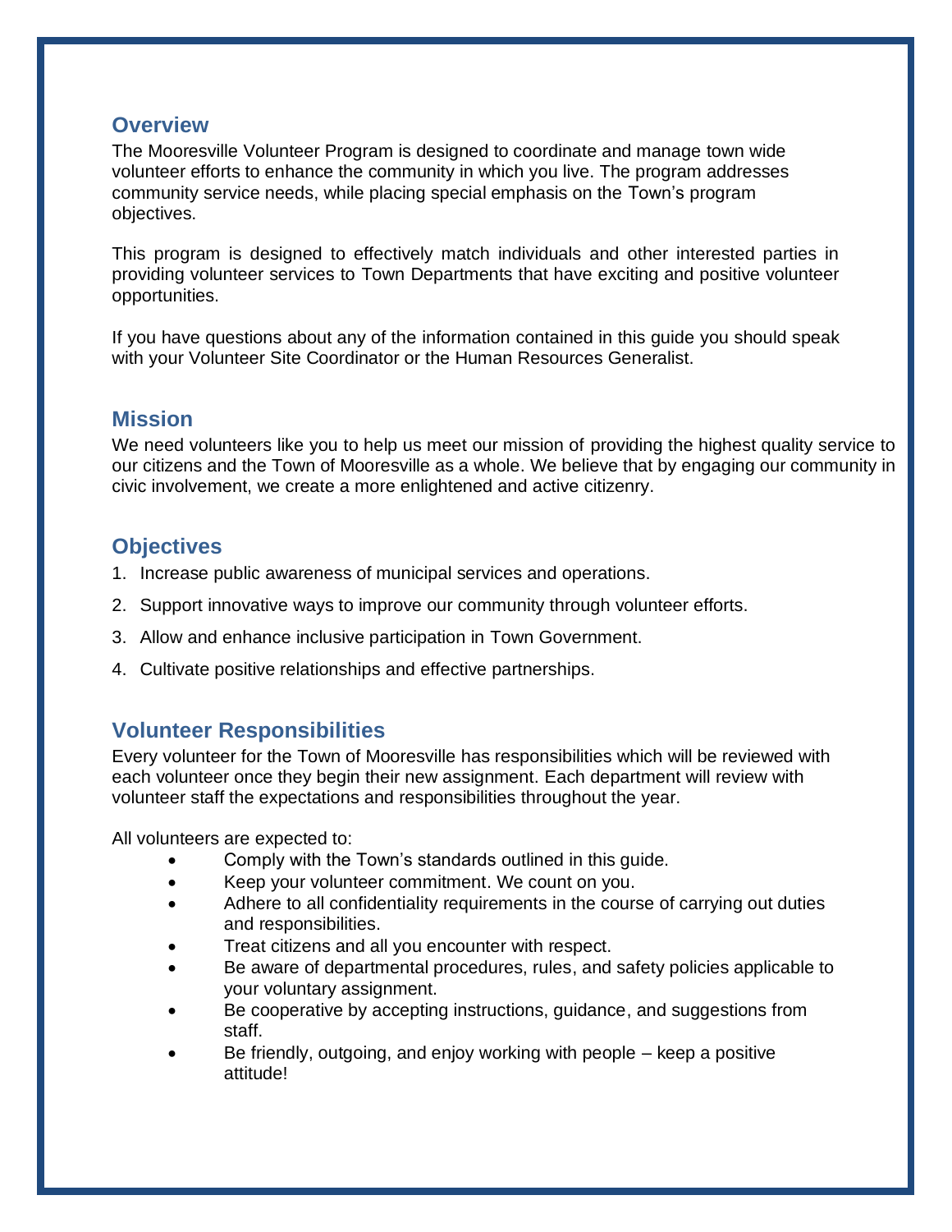## Overview

The Mooresville Volunteer Program is designed to coordinate and manage town wide volunteer efforts to enhance the community in which you live. The program addresses community service needs, while placing special emphasis on the Town's program objectives.

This program is designed to effectively match individuals and other interested parties in providing volunteer services to Town Departments that have exciting and positive volunteer opportunities.

If you have questions about any of the information contained in this guide you should speak with your Volunteer Site Coordinator or the Human Resources Generalist.

## Mission

We need volunteers like you to help us meet our mission of providing the highest quality service to our citizens and the Town of Mooresville as a whole. We believe that by engaging our community in civic involvement, we create a more enlightened and active citizenry.

## Objectives

1. Increase public awareness of municipal services and operations.
2. Support innovative ways to improve our community through volunteer efforts.
3. Allow and enhance inclusive participation in Town Government.
4. Cultivate positive relationships and effective partnerships.

## Volunteer Responsibilities

Every volunteer for the Town of Mooresville has responsibilities which will be reviewed with each volunteer once they begin their new assignment. Each department will review with volunteer staff the expectations and responsibilities throughout the year.

All volunteers are expected to:

- Comply with the Town's standards outlined in this guide.
- Keep your volunteer commitment. We count on you.
- Adhere to all confidentiality requirements in the course of carrying out duties and responsibilities.
- Treat citizens and all you encounter with respect.
- Be aware of departmental procedures, rules, and safety policies applicable to your voluntary assignment.
- Be cooperative by accepting instructions, guidance, and suggestions from staff.
- Be friendly, outgoing, and enjoy working with people – keep a positive attitude!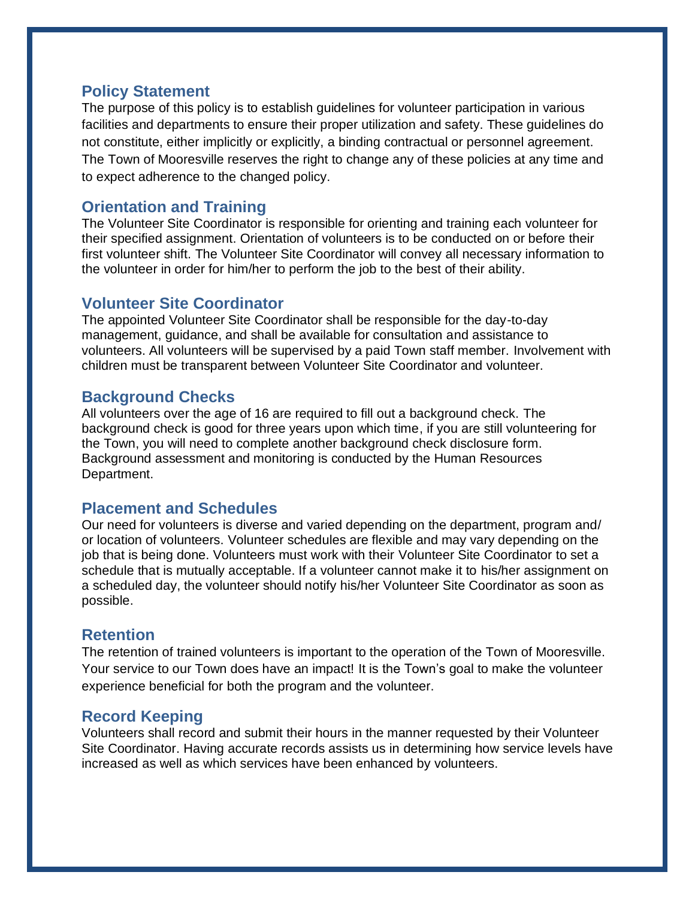## Policy Statement

The purpose of this policy is to establish guidelines for volunteer participation in various facilities and departments to ensure their proper utilization and safety. These guidelines do not constitute, either implicitly or explicitly, a binding contractual or personnel agreement. The Town of Mooresville reserves the right to change any of these policies at any time and to expect adherence to the changed policy.

## Orientation and Training

The Volunteer Site Coordinator is responsible for orienting and training each volunteer for their specified assignment. Orientation of volunteers is to be conducted on or before their first volunteer shift. The Volunteer Site Coordinator will convey all necessary information to the volunteer in order for him/her to perform the job to the best of their ability.

## Volunteer Site Coordinator

The appointed Volunteer Site Coordinator shall be responsible for the day-to-day management, guidance, and shall be available for consultation and assistance to volunteers. All volunteers will be supervised by a paid Town staff member. Involvement with children must be transparent between Volunteer Site Coordinator and volunteer.

## Background Checks

All volunteers over the age of 16 are required to fill out a background check. The background check is good for three years upon which time, if you are still volunteering for the Town, you will need to complete another background check disclosure form. Background assessment and monitoring is conducted by the Human Resources Department.

## Placement and Schedules

Our need for volunteers is diverse and varied depending on the department, program and/ or location of volunteers. Volunteer schedules are flexible and may vary depending on the job that is being done. Volunteers must work with their Volunteer Site Coordinator to set a schedule that is mutually acceptable. If a volunteer cannot make it to his/her assignment on a scheduled day, the volunteer should notify his/her Volunteer Site Coordinator as soon as possible.

## Retention

The retention of trained volunteers is important to the operation of the Town of Mooresville. Your service to our Town does have an impact! It is the Town's goal to make the volunteer experience beneficial for both the program and the volunteer.

## Record Keeping

Volunteers shall record and submit their hours in the manner requested by their Volunteer Site Coordinator. Having accurate records assists us in determining how service levels have increased as well as which services have been enhanced by volunteers.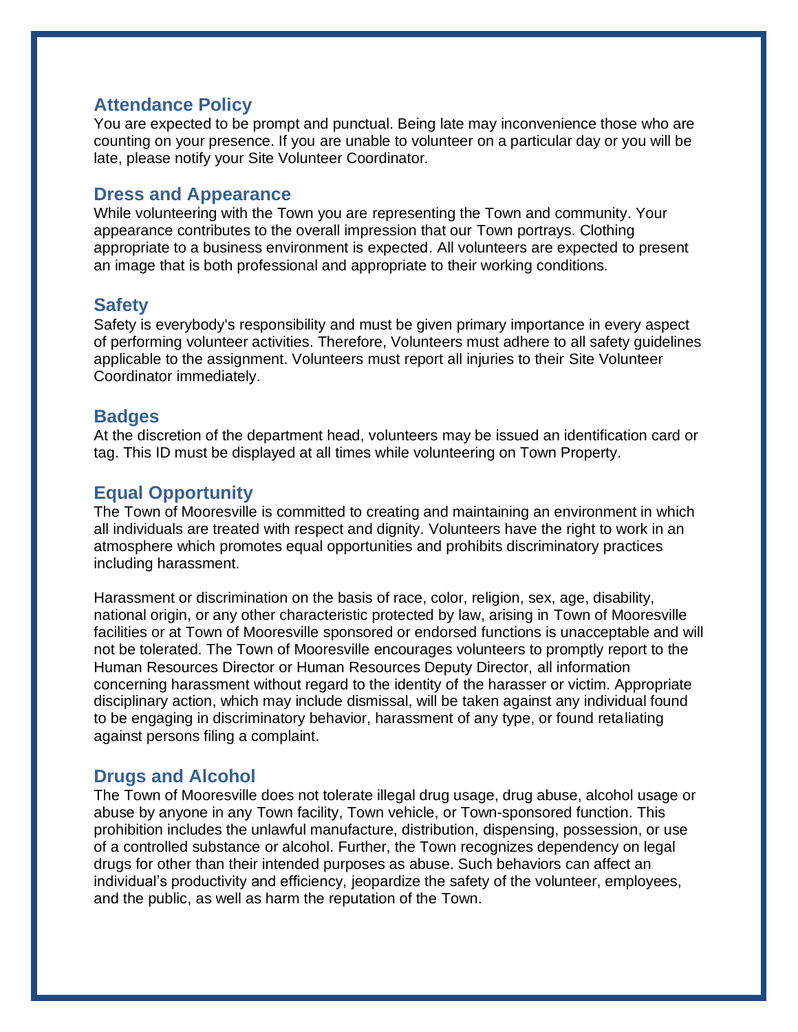## Attendance Policy

You are expected to be prompt and punctual. Being late may inconvenience those who are counting on your presence. If you are unable to volunteer on a particular day or you will be late, please notify your Site Volunteer Coordinator.

## Dress and Appearance

While volunteering with the Town you are representing the Town and community. Your appearance contributes to the overall impression that our Town portrays. Clothing appropriate to a business environment is expected. All volunteers are expected to present an image that is both professional and appropriate to their working conditions.

## Safety

Safety is everybody's responsibility and must be given primary importance in every aspect of performing volunteer activities. Therefore, Volunteers must adhere to all safety guidelines applicable to the assignment. Volunteers must report all injuries to their Site Volunteer Coordinator immediately.

## Badges

At the discretion of the department head, volunteers may be issued an identification card or tag. This ID must be displayed at all times while volunteering on Town Property.

## Equal Opportunity

The Town of Mooresville is committed to creating and maintaining an environment in which all individuals are treated with respect and dignity. Volunteers have the right to work in an atmosphere which promotes equal opportunities and prohibits discriminatory practices including harassment.

Harassment or discrimination on the basis of race, color, religion, sex, age, disability, national origin, or any other characteristic protected by law, arising in Town of Mooresville facilities or at Town of Mooresville sponsored or endorsed functions is unacceptable and will not be tolerated. The Town of Mooresville encourages volunteers to promptly report to the Human Resources Director or Human Resources Deputy Director, all information concerning harassment without regard to the identity of the harasser or victim. Appropriate disciplinary action, which may include dismissal, will be taken against any individual found to be engaging in discriminatory behavior, harassment of any type, or found retaliating against persons filing a complaint.

## Drugs and Alcohol

The Town of Mooresville does not tolerate illegal drug usage, drug abuse, alcohol usage or abuse by anyone in any Town facility, Town vehicle, or Town-sponsored function. This prohibition includes the unlawful manufacture, distribution, dispensing, possession, or use of a controlled substance or alcohol. Further, the Town recognizes dependency on legal drugs for other than their intended purposes as abuse. Such behaviors can affect an individual's productivity and efficiency, jeopardize the safety of the volunteer, employees, and the public, as well as harm the reputation of the Town.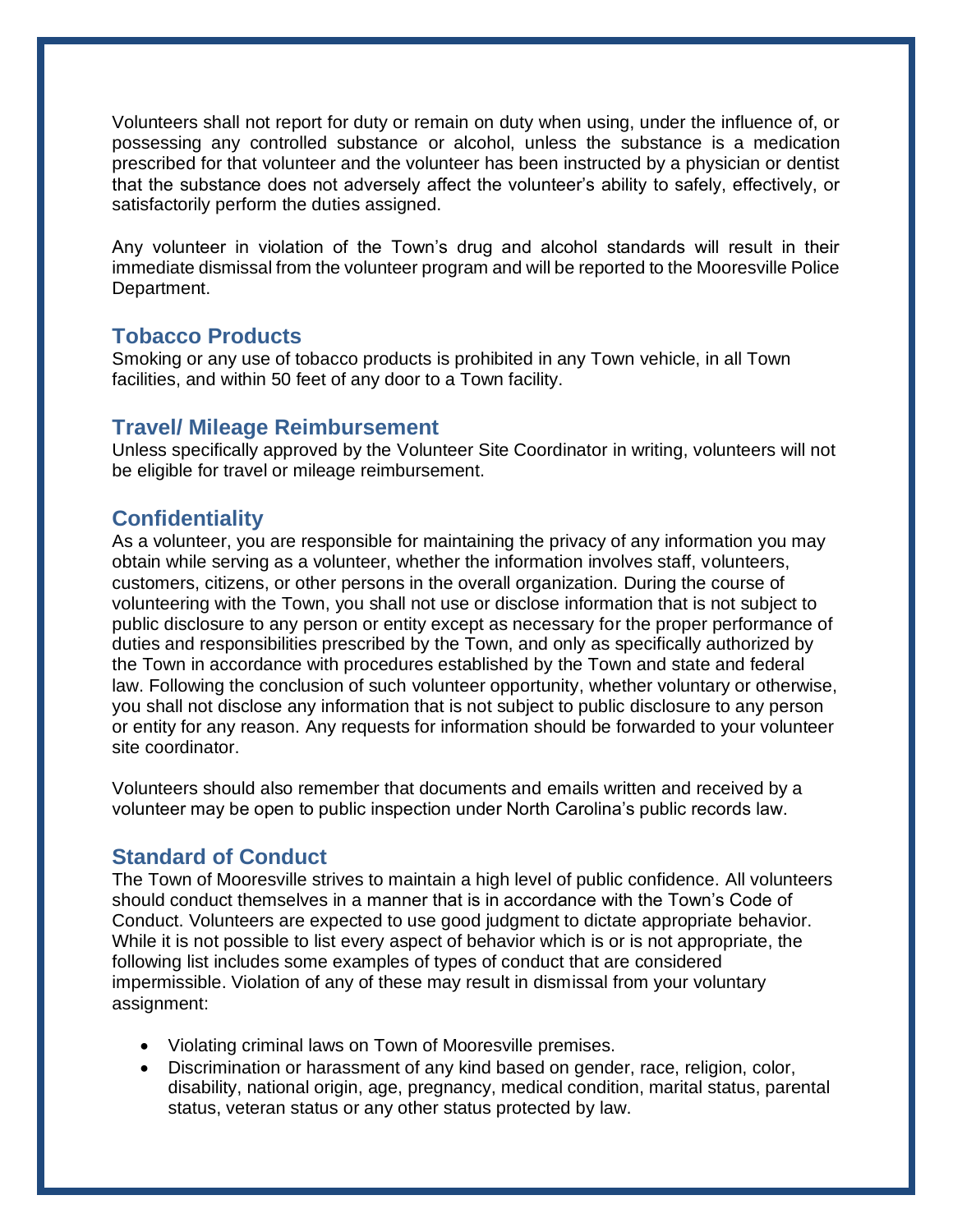Volunteers shall not report for duty or remain on duty when using, under the influence of, or possessing any controlled substance or alcohol, unless the substance is a medication prescribed for that volunteer and the volunteer has been instructed by a physician or dentist that the substance does not adversely affect the volunteer's ability to safely, effectively, or satisfactorily perform the duties assigned.

Any volunteer in violation of the Town's drug and alcohol standards will result in their immediate dismissal from the volunteer program and will be reported to the Mooresville Police Department.

## Tobacco Products

Smoking or any use of tobacco products is prohibited in any Town vehicle, in all Town facilities, and within 50 feet of any door to a Town facility.

## Travel/ Mileage Reimbursement

Unless specifically approved by the Volunteer Site Coordinator in writing, volunteers will not be eligible for travel or mileage reimbursement.

## Confidentiality

As a volunteer, you are responsible for maintaining the privacy of any information you may obtain while serving as a volunteer, whether the information involves staff, volunteers, customers, citizens, or other persons in the overall organization. During the course of volunteering with the Town, you shall not use or disclose information that is not subject to public disclosure to any person or entity except as necessary for the proper performance of duties and responsibilities prescribed by the Town, and only as specifically authorized by the Town in accordance with procedures established by the Town and state and federal law. Following the conclusion of such volunteer opportunity, whether voluntary or otherwise, you shall not disclose any information that is not subject to public disclosure to any person or entity for any reason. Any requests for information should be forwarded to your volunteer site coordinator.

Volunteers should also remember that documents and emails written and received by a volunteer may be open to public inspection under North Carolina's public records law.

## Standard of Conduct

The Town of Mooresville strives to maintain a high level of public confidence. All volunteers should conduct themselves in a manner that is in accordance with the Town's Code of Conduct. Volunteers are expected to use good judgment to dictate appropriate behavior. While it is not possible to list every aspect of behavior which is or is not appropriate, the following list includes some examples of types of conduct that are considered impermissible. Violation of any of these may result in dismissal from your voluntary assignment:

- Violating criminal laws on Town of Mooresville premises.
- Discrimination or harassment of any kind based on gender, race, religion, color, disability, national origin, age, pregnancy, medical condition, marital status, parental status, veteran status or any other status protected by law.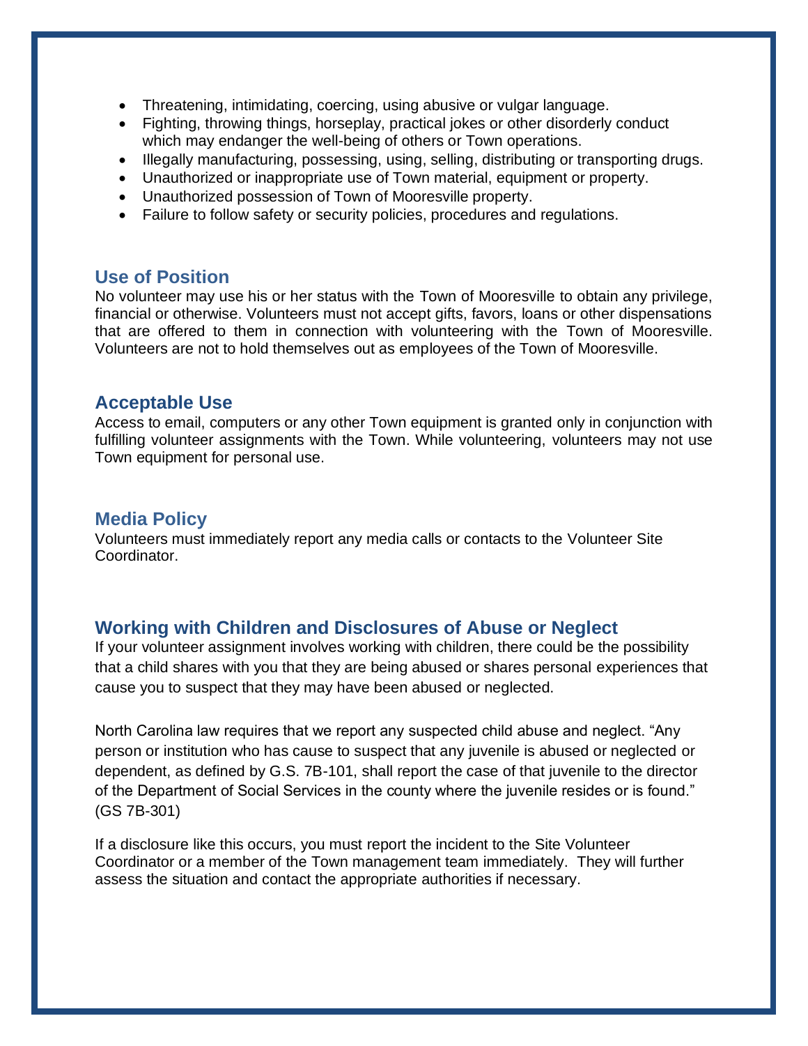- Threatening, intimidating, coercing, using abusive or vulgar language.
- Fighting, throwing things, horseplay, practical jokes or other disorderly conduct which may endanger the well-being of others or Town operations.
- Illegally manufacturing, possessing, using, selling, distributing or transporting drugs.
- Unauthorized or inappropriate use of Town material, equipment or property.
- Unauthorized possession of Town of Mooresville property.
- Failure to follow safety or security policies, procedures and regulations.

## Use of Position

No volunteer may use his or her status with the Town of Mooresville to obtain any privilege, financial or otherwise. Volunteers must not accept gifts, favors, loans or other dispensations that are offered to them in connection with volunteering with the Town of Mooresville. Volunteers are not to hold themselves out as employees of the Town of Mooresville.

## Acceptable Use

Access to email, computers or any other Town equipment is granted only in conjunction with fulfilling volunteer assignments with the Town. While volunteering, volunteers may not use Town equipment for personal use.

## Media Policy

Volunteers must immediately report any media calls or contacts to the Volunteer Site Coordinator.

## Working with Children and Disclosures of Abuse or Neglect

If your volunteer assignment involves working with children, there could be the possibility that a child shares with you that they are being abused or shares personal experiences that cause you to suspect that they may have been abused or neglected.

North Carolina law requires that we report any suspected child abuse and neglect. "Any person or institution who has cause to suspect that any juvenile is abused or neglected or dependent, as defined by G.S. 7B-101, shall report the case of that juvenile to the director of the Department of Social Services in the county where the juvenile resides or is found." (GS 7B-301)

If a disclosure like this occurs, you must report the incident to the Site Volunteer Coordinator or a member of the Town management team immediately. They will further assess the situation and contact the appropriate authorities if necessary.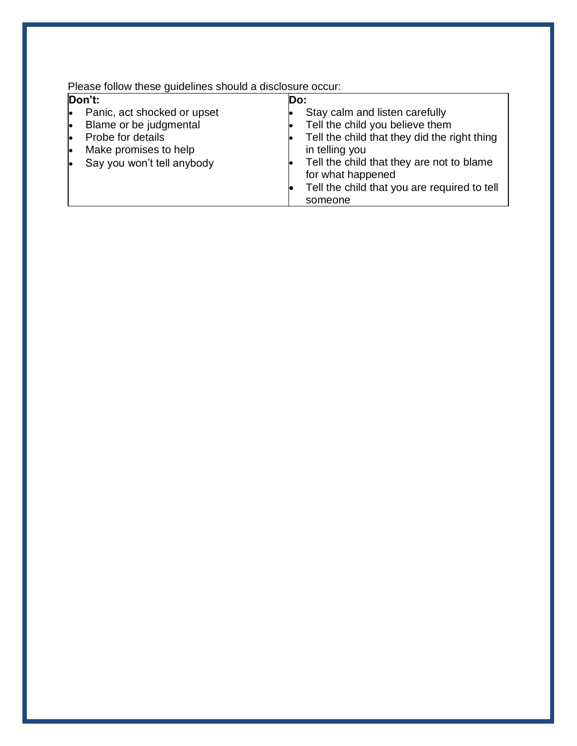Please follow these guidelines should a disclosure occur:

| **Don't:** | **Do:** |
| --- | --- |
| • Panic, act shocked or upset<br>• Blame or be judgmental<br>• Probe for details<br>• Make promises to help<br>• Say you won't tell anybody | • Stay calm and listen carefully<br>• Tell the child you believe them<br>• Tell the child that they did the right thing in telling you<br>• Tell the child that they are not to blame for what happened<br>• Tell the child that you are required to tell someone |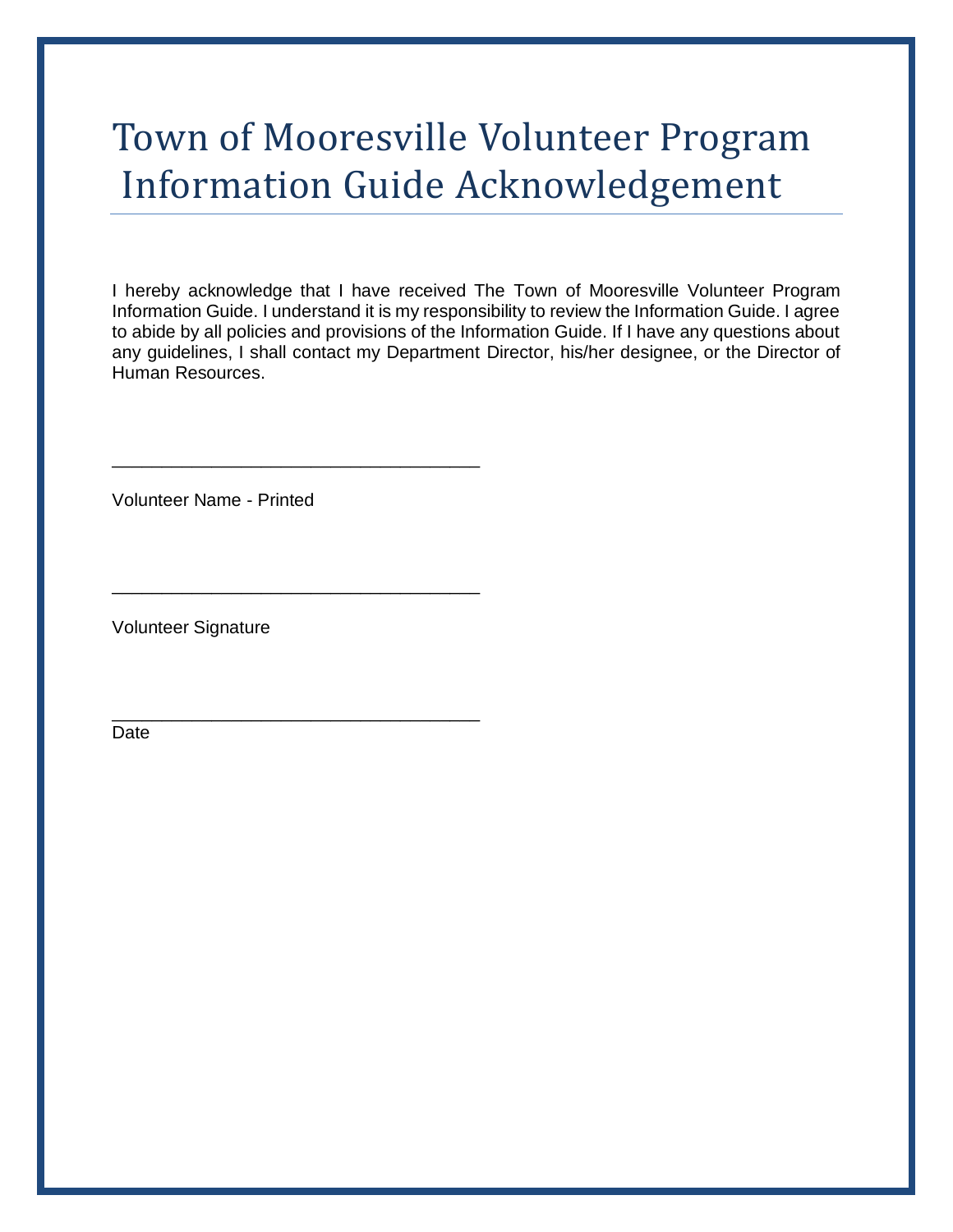# Town of Mooresville Volunteer Program Information Guide Acknowledgement

I hereby acknowledge that I have received The Town of Mooresville Volunteer Program Information Guide. I understand it is my responsibility to review the Information Guide. I agree to abide by all policies and provisions of the Information Guide. If I have any questions about any guidelines, I shall contact my Department Director, his/her designee, or the Director of Human Resources.

____________________________________

Volunteer Name - Printed

____________________________________

Volunteer Signature

____________________________________

Date